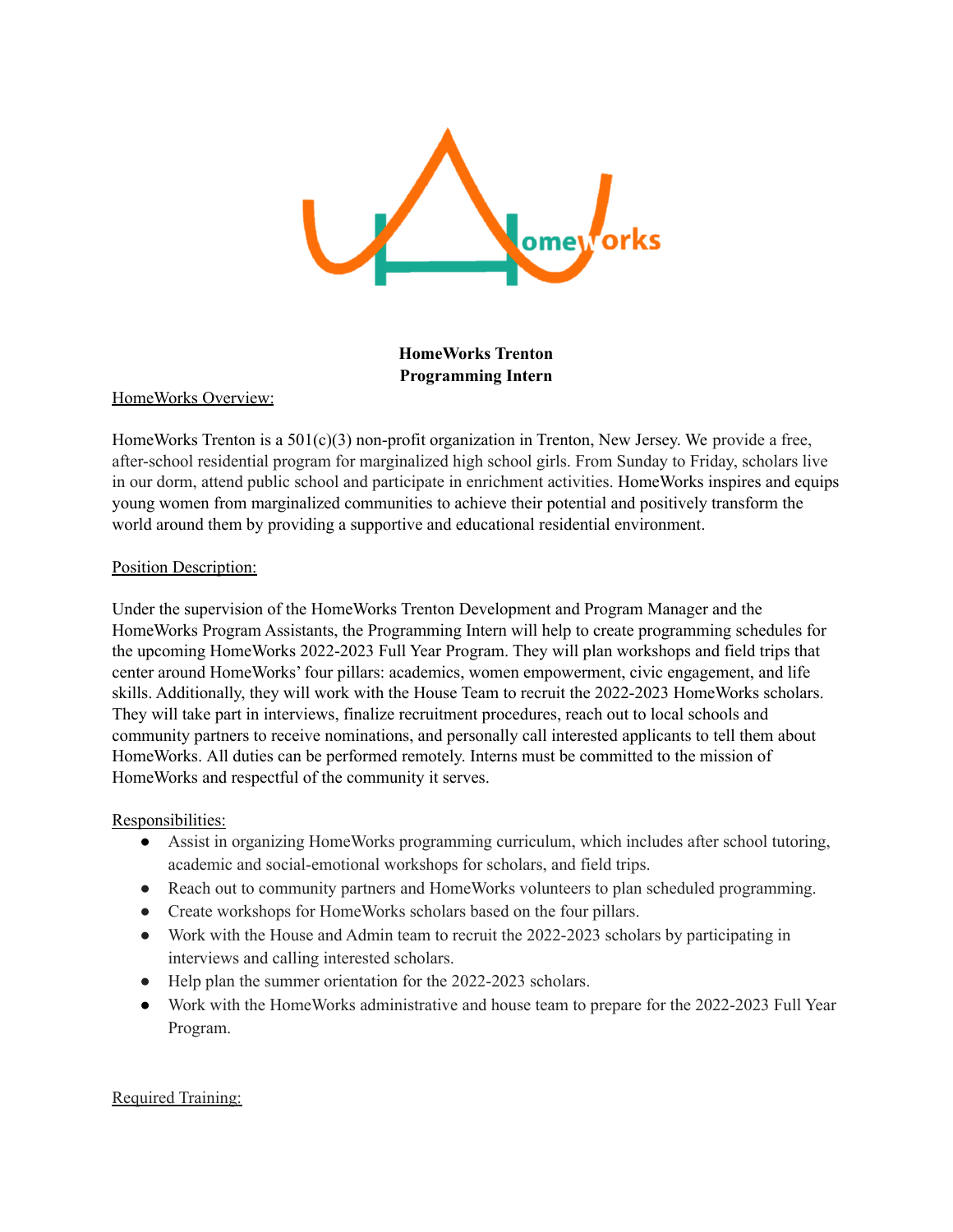**HomeWorks Trenton**
**Programming Intern**

HomeWorks Overview:

HomeWorks Trenton is a 501(c)(3) non-profit organization in Trenton, New Jersey. We provide a free, after-school residential program for marginalized high school girls. From Sunday to Friday, scholars live in our dorm, attend public school and participate in enrichment activities. HomeWorks inspires and equips young women from marginalized communities to achieve their potential and positively transform the world around them by providing a supportive and educational residential environment.

Position Description:

Under the supervision of the HomeWorks Trenton Development and Program Manager and the HomeWorks Program Assistants, the Programming Intern will help to create programming schedules for the upcoming HomeWorks 2022-2023 Full Year Program. They will plan workshops and field trips that center around HomeWorks' four pillars: academics, women empowerment, civic engagement, and life skills. Additionally, they will work with the House Team to recruit the 2022-2023 HomeWorks scholars. They will take part in interviews, finalize recruitment procedures, reach out to local schools and community partners to receive nominations, and personally call interested applicants to tell them about HomeWorks. All duties can be performed remotely. Interns must be committed to the mission of HomeWorks and respectful of the community it serves.

Responsibilities:

- Assist in organizing HomeWorks programming curriculum, which includes after school tutoring, academic and social-emotional workshops for scholars, and field trips.
- Reach out to community partners and HomeWorks volunteers to plan scheduled programming.
- Create workshops for HomeWorks scholars based on the four pillars.
- Work with the House and Admin team to recruit the 2022-2023 scholars by participating in interviews and calling interested scholars.
- Help plan the summer orientation for the 2022-2023 scholars.
- Work with the HomeWorks administrative and house team to prepare for the 2022-2023 Full Year Program.

Required Training: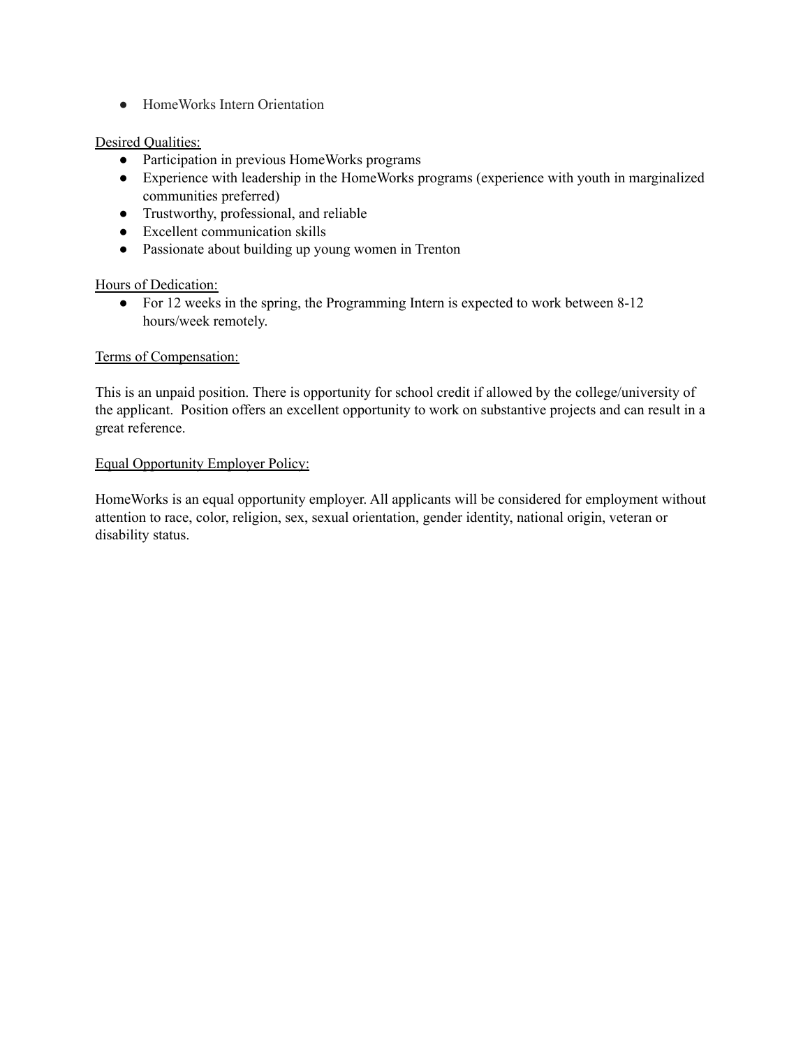- HomeWorks Intern Orientation

Desired Qualities:

- Participation in previous HomeWorks programs
- Experience with leadership in the HomeWorks programs (experience with youth in marginalized communities preferred)
- Trustworthy, professional, and reliable
- Excellent communication skills
- Passionate about building up young women in Trenton

Hours of Dedication:

- For 12 weeks in the spring, the Programming Intern is expected to work between 8-12 hours/week remotely.

Terms of Compensation:

This is an unpaid position. There is opportunity for school credit if allowed by the college/university of the applicant. Position offers an excellent opportunity to work on substantive projects and can result in a great reference.

Equal Opportunity Employer Policy:

HomeWorks is an equal opportunity employer. All applicants will be considered for employment without attention to race, color, religion, sex, sexual orientation, gender identity, national origin, veteran or disability status.